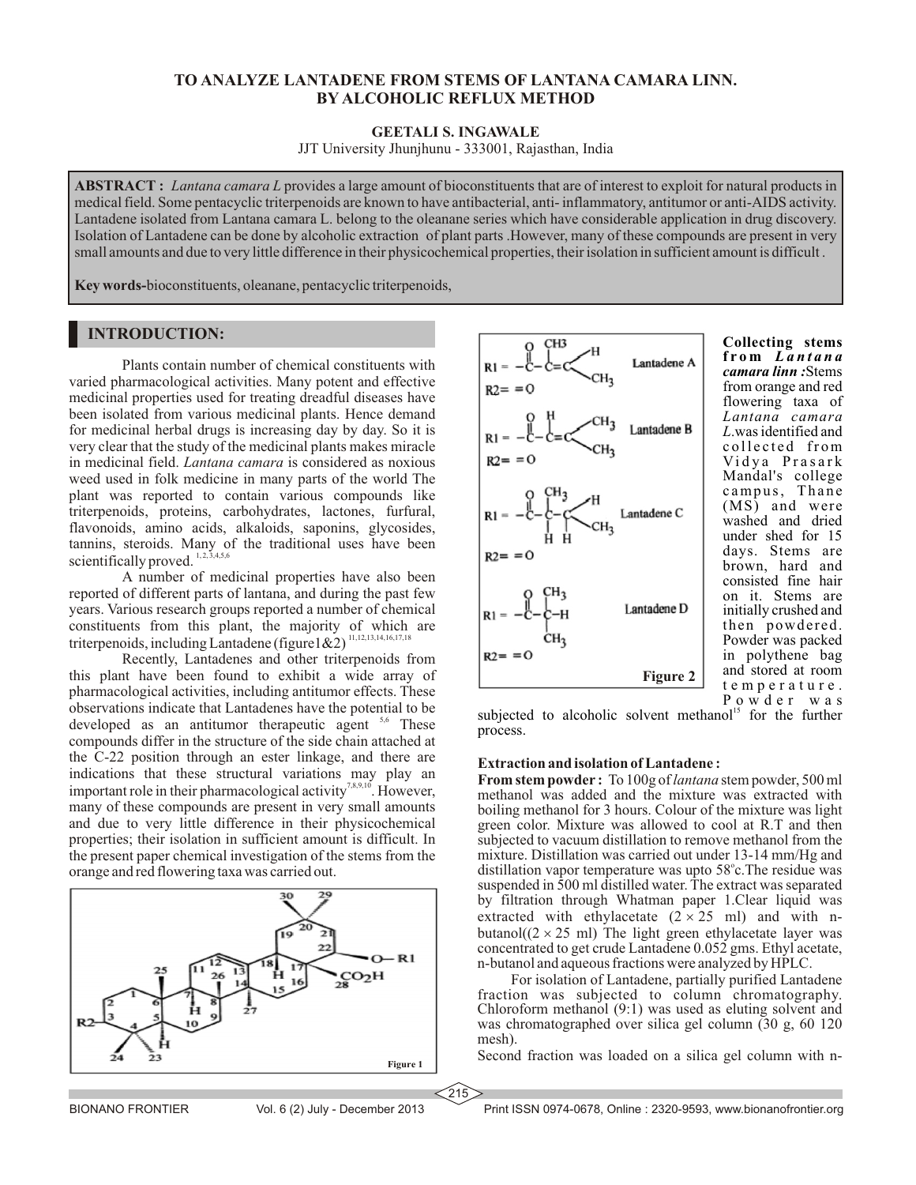# TO ANALYZE LANTADENE FROM STEMS OF LANTANA CAMARA LINN. BY ALCOHOLIC REFLUX METHOD

**GEETALI S. INGAWALE**

JJT University Jhunjhunu - 333001, Rajasthan, India

**ABSTRACT :** *Lantana camara L* provides a large amount of bioconstituents that are of interest to exploit for natural products in medical field. Some pentacyclic triterpenoids are known to have antibacterial, anti- inflammatory, antitumor or anti-AIDS activity. Lantadene isolated from Lantana camara L. belong to the oleanane series which have considerable application in drug discovery. Isolation of Lantadene can be done by alcoholic extraction of plant parts .However, many of these compounds are present in very small amounts and due to very little difference in their physicochemical properties, their isolation in sufficient amount is difficult .

**Key words-**bioconstituents, oleanane, pentacyclic triterpenoids,

## INTRODUCTION:

Plants contain number of chemical constituents with varied pharmacological activities. Many potent and effective medicinal properties used for treating dreadful diseases have been isolated from various medicinal plants. Hence demand for medicinal herbal drugs is increasing day by day. So it is very clear that the study of the medicinal plants makes miracle in medicinal field. *Lantana camara* is considered as noxious weed used in folk medicine in many parts of the world The plant was reported to contain various compounds like triterpenoids, proteins, carbohydrates, lactones, furfural, flavonoids, amino acids, alkaloids, saponins, glycosides, tannins, steroids. Many of the traditional uses have been scientifically proved. [1,2,3,4,5,6]

A number of medicinal properties have also been reported of different parts of lantana, and during the past few years. Various research groups reported a number of chemical constituents from this plant, the majority of which are triterpenoids, including Lantadene (figure1&2) [11,12,13,14,16,17,18]

Recently, Lantadenes and other triterpenoids from this plant have been found to exhibit a wide array of pharmacological activities, including antitumor effects. These observations indicate that Lantadenes have the potential to be developed as an antitumor therapeutic agent [5,6] These compounds differ in the structure of the side chain attached at the C-22 position through an ester linkage, and there are indications that these structural variations may play an important role in their pharmacological activity[7,8,9,10]. However, many of these compounds are present in very small amounts and due to very little difference in their physicochemical properties; their isolation in sufficient amount is difficult. In the present paper chemical investigation of the stems from the orange and red flowering taxa was carried out.

Figure 1

Figure 2

**Collecting stems from *Lantana camara linn* :**Stems from orange and red flowering taxa of *Lantana camara L.*was identified and collected from Vidya Prasark Mandal's college campus, Thane (MS) and were washed and dried under shed for 15 days. Stems are brown, hard and consisted fine hair on it. Stems are initially crushed and then powdered. Powder was packed in polythene bag and stored at room temperature. Powder was subjected to alcoholic solvent methanol[15] for the further process.

### Extraction and isolation of Lantadene :

**From stem powder :** To 100g of *lantana* stem powder, 500 ml methanol was added and the mixture was extracted with boiling methanol for 3 hours. Colour of the mixture was light green color. Mixture was allowed to cool at R.T and then subjected to vacuum distillation to remove methanol from the mixture. Distillation was carried out under 13-14 mm/Hg and distillation vapor temperature was upto 58°c.The residue was suspended in 500 ml distilled water. The extract was separated by filtration through Whatman paper 1.Clear liquid was extracted with ethylacetate ($2 \times 25$ ml) and with n-butanol(($2 \times 25$ ml) The light green ethylacetate layer was concentrated to get crude Lantadene 0.052 gms. Ethyl acetate, n-butanol and aqueous fractions were analyzed by HPLC.

For isolation of Lantadene, partially purified Lantadene fraction was subjected to column chromatography. Chloroform methanol (9:1) was used as eluting solvent and was chromatographed over silica gel column (30 g, 60 120 mesh).

Second fraction was loaded on a silica gel column with n-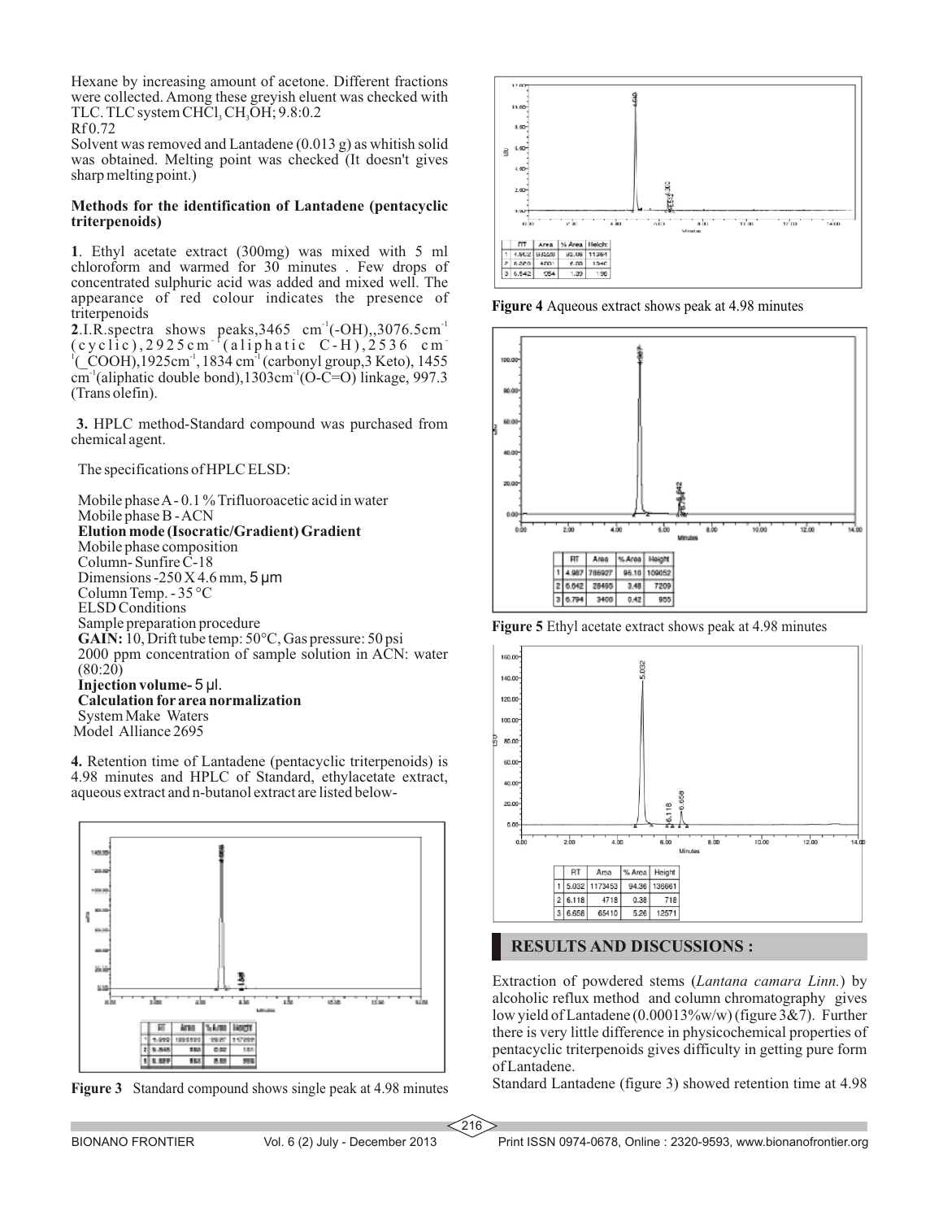Hexane by increasing amount of acetone. Different fractions were collected. Among these greyish eluent was checked with TLC. TLC system $CHCl_3$ $CH_3OH$; 9.8:0.2

Rf 0.72

Solvent was removed and Lantadene (0.013 g) as whitish solid was obtained. Melting point was checked (It doesn't gives sharp melting point.)

**Methods for the identification of Lantadene (pentacyclic triterpenoids)**

**1**. Ethyl acetate extract (300mg) was mixed with 5 ml chloroform and warmed for 30 minutes . Few drops of concentrated sulphuric acid was added and mixed well. The appearance of red colour indicates the presence of triterpenoids

**2**.I.R.spectra shows peaks,3465 $cm^{-1}$(-OH),,3076.5$cm^{-1}$ (cyclic),2925$cm^{-1}$(aliphatic C-H),2536 $cm^{-1}$(_COOH),1925$cm^{-1}$, 1834 $cm^{-1}$(carbonyl group,3 Keto), 1455 $cm^{-1}$(aliphatic double bond),1303$cm^{-1}$(O-C=O) linkage, 997.3 (Trans olefin).

**3.** HPLC method-Standard compound was purchased from chemical agent.

The specifications of HPLC ELSD:

Mobile phase A - 0.1 % Trifluoroacetic acid in water
Mobile phase B - ACN
**Elution mode (Isocratic/Gradient) Gradient**
Mobile phase composition
Column- Sunfire C-18
Dimensions -250 X 4.6 mm, 5 μm
Column Temp. - 35 °C
ELSD Conditions
Sample preparation procedure
**GAIN:** 10, Drift tube temp: 50°C, Gas pressure: 50 psi
2000 ppm concentration of sample solution in ACN: water (80:20)
**Injection volume-** 5 μl.
**Calculation for area normalization**
System Make Waters
Model Alliance 2695

**4.** Retention time of Lantadene (pentacyclic triterpenoids) is 4.98 minutes and HPLC of Standard, ethylacetate extract, aqueous extract and n-butanol extract are listed below-

| | RT | Area | % Area | Height |
|---|---|---|---|---|
| 1 | 4.999 | 1895183 | 98.87 | 117289 |
| 2 | 5.845 | 958 | 0.52 | 151 |
| 3 | 6.887 | 953 | 0.51 | 355 |

**Figure 3** Standard compound shows single peak at 4.98 minutes

| | RT | Area | % Area | Height |
|---|---|---|---|---|
| 1 | 4.902 | 83228 | 92.06 | 11364 |
| 2 | 6.560 | 4501 | 6.55 | 1340 |
| 3 | 6.542 | 954 | 1.39 | 196 |

**Figure 4** Aqueous extract shows peak at 4.98 minutes

| | RT | Area | % Area | Height |
|---|---|---|---|---|
| 1 | 4.987 | 786927 | 96.10 | 109052 |
| 2 | 6.642 | 28495 | 3.48 | 7209 |
| 3 | 6.794 | 3400 | 0.42 | 955 |

**Figure 5** Ethyl acetate extract shows peak at 4.98 minutes

| | RT | Area | % Area | Height |
|---|---|---|---|---|
| 1 | 5.032 | 1173453 | 94.36 | 136661 |
| 2 | 6.118 | 4718 | 0.38 | 718 |
| 3 | 6.658 | 65410 | 5.26 | 12571 |

## RESULTS AND DISCUSSIONS :

Extraction of powdered stems (*Lantana camara Linn.*) by alcoholic reflux method and column chromatography gives low yield of Lantadene (0.00013%w/w) (figure 3&7). Further there is very little difference in physicochemical properties of pentacyclic triterpenoids gives difficulty in getting pure form of Lantadene.

Standard Lantadene (figure 3) showed retention time at 4.98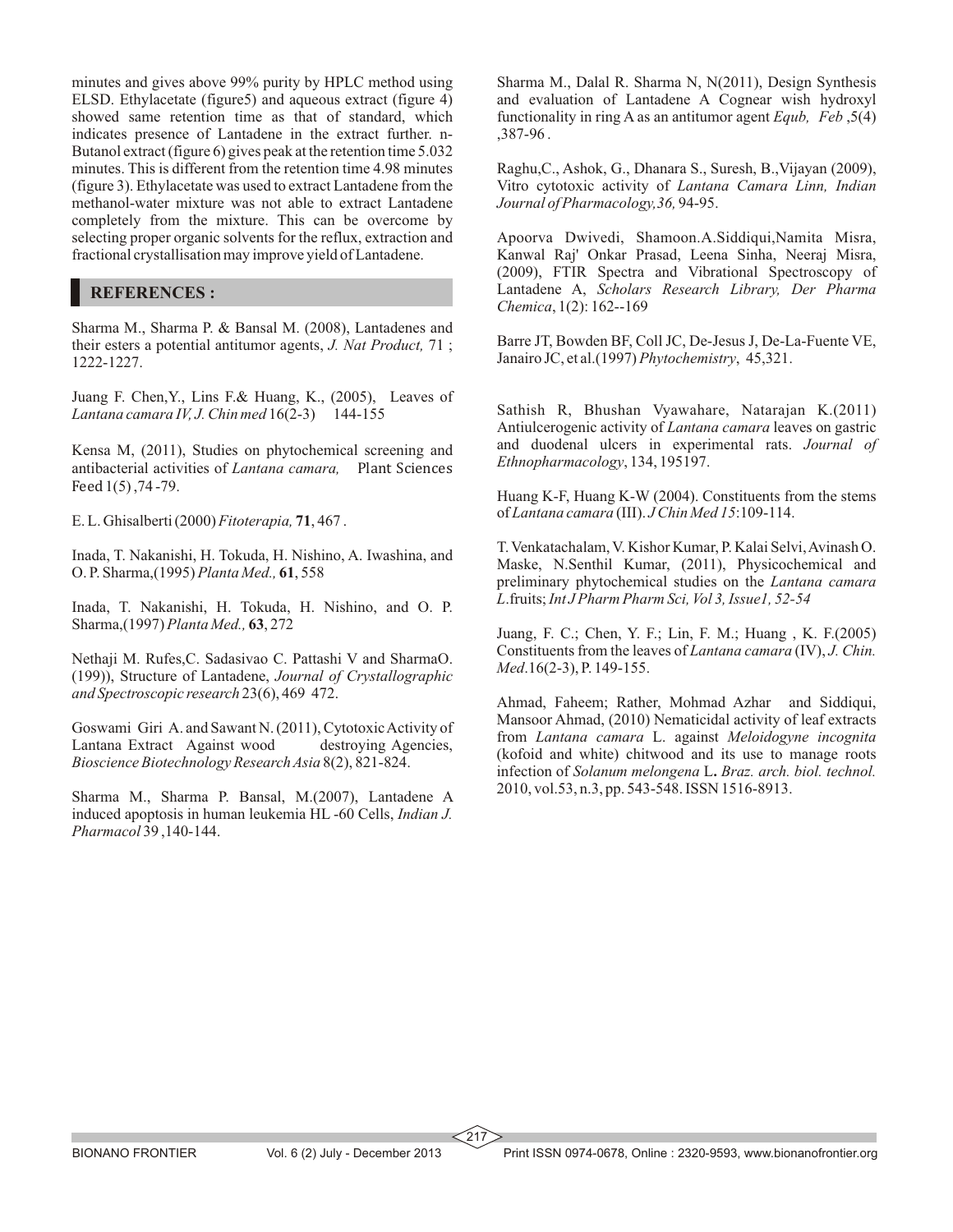minutes and gives above 99% purity by HPLC method using ELSD. Ethylacetate (figure5) and aqueous extract (figure 4) showed same retention time as that of standard, which indicates presence of Lantadene in the extract further. n-Butanol extract (figure 6) gives peak at the retention time 5.032 minutes. This is different from the retention time 4.98 minutes (figure 3). Ethylacetate was used to extract Lantadene from the methanol-water mixture was not able to extract Lantadene completely from the mixture. This can be overcome by selecting proper organic solvents for the reflux, extraction and fractional crystallisation may improve yield of Lantadene.

## REFERENCES :

Sharma M., Sharma P. & Bansal M. (2008), Lantadenes and their esters a potential antitumor agents, *J. Nat Product,* 71 ; 1222-1227.

Juang F. Chen,Y., Lins F.& Huang, K., (2005), Leaves of *Lantana camara IV, J. Chin med* 16(2-3) 144-155

Kensa M, (2011), Studies on phytochemical screening and antibacterial activities of *Lantana camara,* Plant Sciences Feed 1(5) ,74 -79.

E. L. Ghisalberti (2000) *Fitoterapia,* **71**, 467 .

Inada, T. Nakanishi, H. Tokuda, H. Nishino, A. Iwashina, and O. P. Sharma,(1995) *Planta Med.,* **61**, 558

Inada, T. Nakanishi, H. Tokuda, H. Nishino, and O. P. Sharma,(1997) *Planta Med.,* **63**, 272

Nethaji M. Rufes,C. Sadasivao C. Pattashi V and SharmaO. (199)), Structure of Lantadene, *Journal of Crystallographic and Spectroscopic research* 23(6), 469 472.

Goswami Giri A. and Sawant N. (2011), Cytotoxic Activity of Lantana Extract Against wood destroying Agencies, *Bioscience Biotechnology Research Asia* 8(2), 821-824.

Sharma M., Sharma P. Bansal, M.(2007), Lantadene A induced apoptosis in human leukemia HL -60 Cells, *Indian J. Pharmacol* 39 ,140-144.

Sharma M., Dalal R. Sharma N, N(2011), Design Synthesis and evaluation of Lantadene A Cognear wish hydroxyl functionality in ring A as an antitumor agent *Equb, Feb* ,5(4) ,387-96 .

Raghu,C., Ashok, G., Dhanara S., Suresh, B.,Vijayan (2009), Vitro cytotoxic activity of *Lantana Camara Linn, Indian Journal of Pharmacology,36,* 94-95.

Apoorva Dwivedi, Shamoon.A.Siddiqui,Namita Misra, Kanwal Raj' Onkar Prasad, Leena Sinha, Neeraj Misra, (2009), FTIR Spectra and Vibrational Spectroscopy of Lantadene A, *Scholars Research Library, Der Pharma Chemica*, 1(2): 162--169

Barre JT, Bowden BF, Coll JC, De-Jesus J, De-La-Fuente VE, Janairo JC, et al.(1997) *Phytochemistry*, 45,321.

Sathish R, Bhushan Vyawahare, Natarajan K.(2011) Antiulcerogenic activity of *Lantana camara* leaves on gastric and duodenal ulcers in experimental rats. *Journal of Ethnopharmacology*, 134, 195197.

Huang K-F, Huang K-W (2004). Constituents from the stems of *Lantana camara* (III). *J Chin Med 15*:109-114.

T. Venkatachalam, V. Kishor Kumar, P. Kalai Selvi, Avinash O. Maske, N.Senthil Kumar, (2011), Physicochemical and preliminary phytochemical studies on the *Lantana camara L*.fruits; *Int J Pharm Pharm Sci, Vol 3, Issue1, 52-54*

Juang, F. C.; Chen, Y. F.; Lin, F. M.; Huang , K. F.(2005) Constituents from the leaves of *Lantana camara* (IV), *J. Chin. Med*.16(2-3), P. 149-155.

Ahmad, Faheem; Rather, Mohmad Azhar and Siddiqui, Mansoor Ahmad, (2010) Nematicidal activity of leaf extracts from *Lantana camara* L. against *Meloidogyne incognita* (kofoid and white) chitwood and its use to manage roots infection of *Solanum melongena* L**.** *Braz. arch. biol. technol.* 2010, vol.53, n.3, pp. 543-548. ISSN 1516-8913.